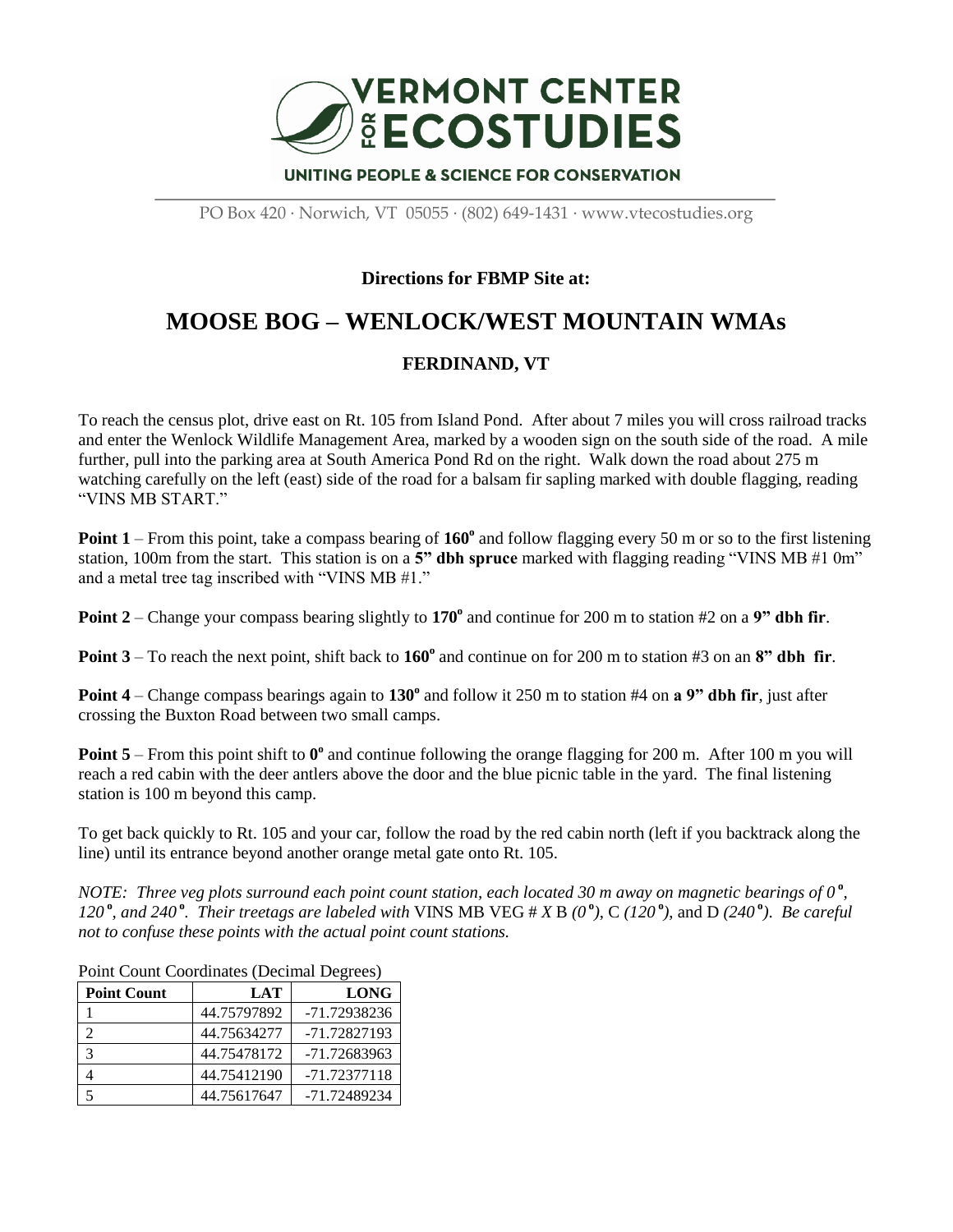**VERMONT CENTER FOR ECOSTUDIES**

UNITING PEOPLE & SCIENCE FOR CONSERVATION

PO Box 420 · Norwich, VT 05055 · (802) 649-1431 · www.vtecostudies.org

**Directions for FBMP Site at:**

# MOOSE BOG – WENLOCK/WEST MOUNTAIN WMAs

## FERDINAND, VT

To reach the census plot, drive east on Rt. 105 from Island Pond. After about 7 miles you will cross railroad tracks and enter the Wenlock Wildlife Management Area, marked by a wooden sign on the south side of the road. A mile further, pull into the parking area at South America Pond Rd on the right. Walk down the road about 275 m watching carefully on the left (east) side of the road for a balsam fir sapling marked with double flagging, reading "VINS MB START."

**Point 1** – From this point, take a compass bearing of **160°** and follow flagging every 50 m or so to the first listening station, 100m from the start. This station is on a **5" dbh spruce** marked with flagging reading "VINS MB #1 0m" and a metal tree tag inscribed with "VINS MB #1."

**Point 2** – Change your compass bearing slightly to **170°** and continue for 200 m to station #2 on a **9" dbh fir**.

**Point 3** – To reach the next point, shift back to **160°** and continue on for 200 m to station #3 on an **8" dbh fir**.

**Point 4** – Change compass bearings again to **130°** and follow it 250 m to station #4 on **a 9" dbh fir**, just after crossing the Buxton Road between two small camps.

**Point 5** – From this point shift to **0°** and continue following the orange flagging for 200 m. After 100 m you will reach a red cabin with the deer antlers above the door and the blue picnic table in the yard. The final listening station is 100 m beyond this camp.

To get back quickly to Rt. 105 and your car, follow the road by the red cabin north (left if you backtrack along the line) until its entrance beyond another orange metal gate onto Rt. 105.

*NOTE: Three veg plots surround each point count station, each located 30 m away on magnetic bearings of 0°, 120°, and 240°. Their treetags are labeled with* VINS MB VEG # *X* B *(0°)*, C *(120°)*, and D *(240°)*. *Be careful not to confuse these points with the actual point count stations.*

Point Count Coordinates (Decimal Degrees)

| Point Count | LAT | LONG |
|---|---|---|
| 1 | 44.75797892 | -71.72938236 |
| 2 | 44.75634277 | -71.72827193 |
| 3 | 44.75478172 | -71.72683963 |
| 4 | 44.75412190 | -71.72377118 |
| 5 | 44.75617647 | -71.72489234 |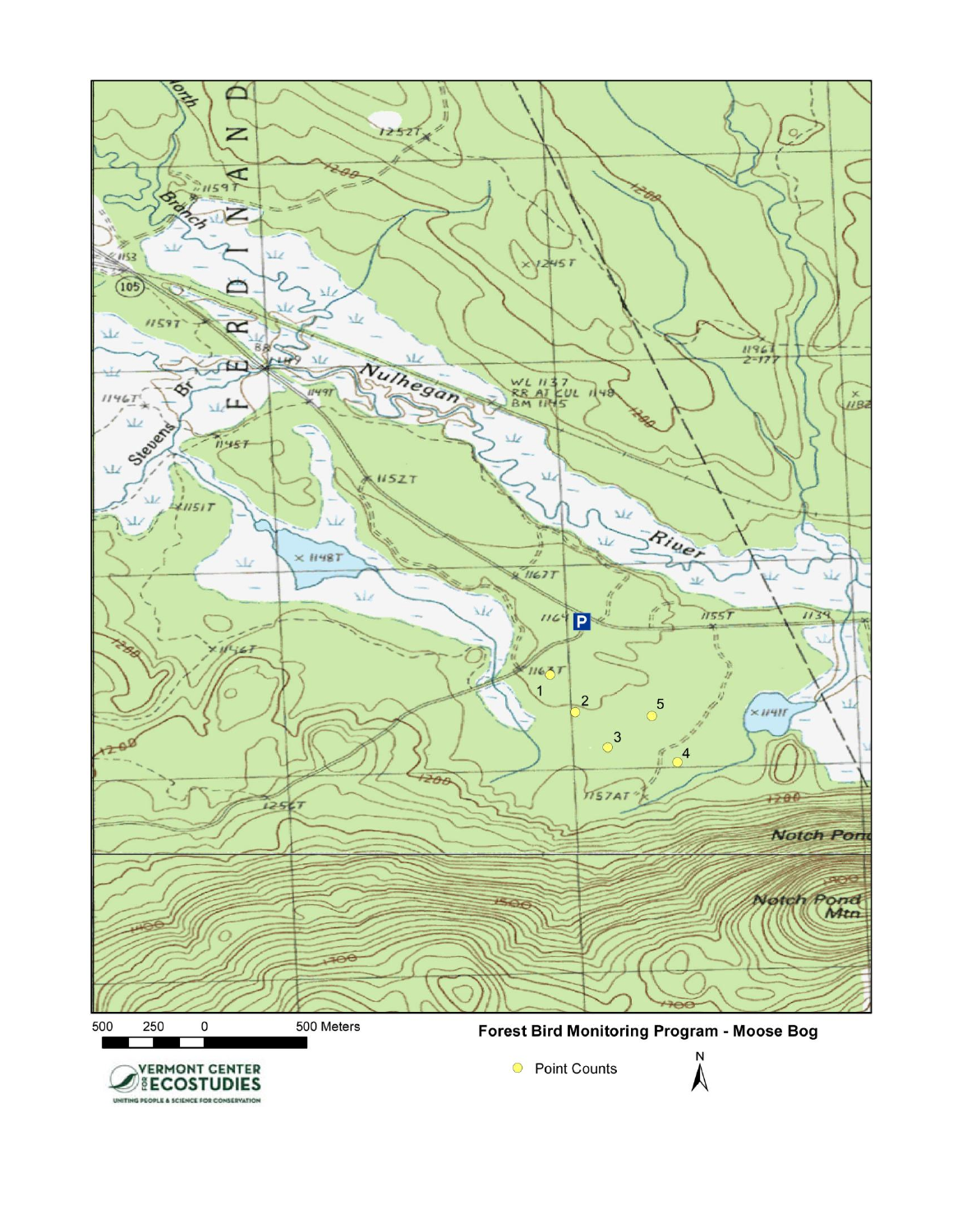Forest Bird Monitoring Program - Moose Bog

500 250 0 500 Meters

Point Counts

N

VERMONT CENTER FOR ECOSTUDIES

UNITING PEOPLE & SCIENCE FOR CONSERVATION